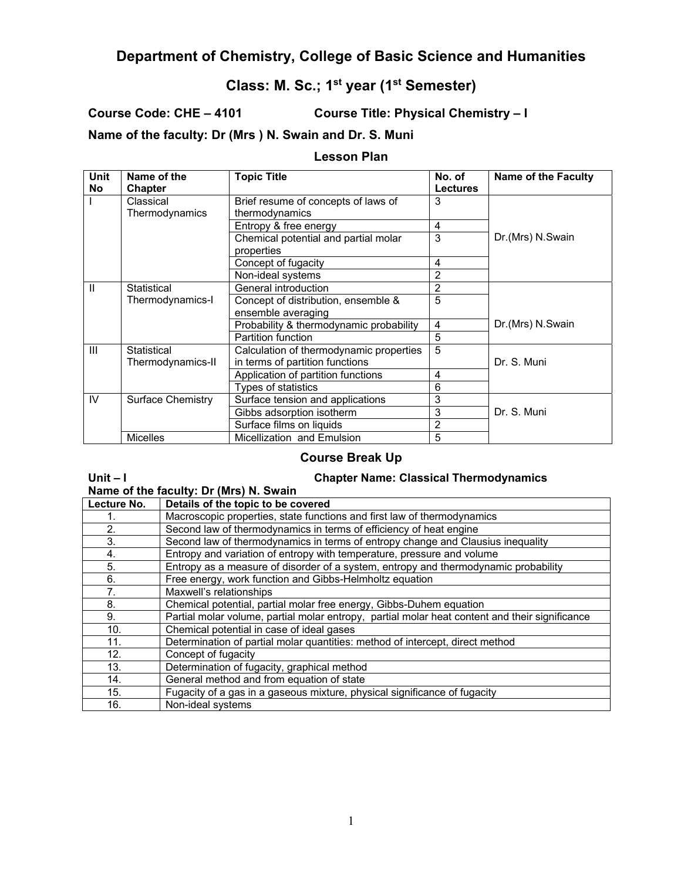# Department of Chemistry, College of Basic Science and Humanities

## Class: M. Sc.; 1st year (1st Semester)

**Course Code: CHE – 4101** **Course Title: Physical Chemistry – I**

**Name of the faculty: Dr (Mrs ) N. Swain and Dr. S. Muni**

### Lesson Plan

| Unit No | Name of the Chapter | Topic Title | No. of Lectures | Name of the Faculty |
|---|---|---|---|---|
| I | Classical Thermodynamics | Brief resume of concepts of laws of thermodynamics | 3 | Dr.(Mrs) N.Swain |
| | | Entropy & free energy | 4 | |
| | | Chemical potential and partial molar properties | 3 | |
| | | Concept of fugacity | 4 | |
| | | Non-ideal systems | 2 | |
| II | Statistical Thermodynamics-I | General introduction | 2 | Dr.(Mrs) N.Swain |
| | | Concept of distribution, ensemble & ensemble averaging | 5 | |
| | | Probability & thermodynamic probability | 4 | |
| | | Partition function | 5 | |
| III | Statistical Thermodynamics-II | Calculation of thermodynamic properties in terms of partition functions | 5 | Dr. S. Muni |
| | | Application of partition functions | 4 | |
| | | Types of statistics | 6 | |
| IV | Surface Chemistry | Surface tension and applications | 3 | Dr. S. Muni |
| | | Gibbs adsorption isotherm | 3 | |
| | | Surface films on liquids | 2 | |
| | Micelles | Micellization and Emulsion | 5 | |

### Course Break Up

**Unit – I** **Chapter Name: Classical Thermodynamics**

**Name of the faculty: Dr (Mrs) N. Swain**

| Lecture No. | Details of the topic to be covered |
|---|---|
| 1. | Macroscopic properties, state functions and first law of thermodynamics |
| 2. | Second law of thermodynamics in terms of efficiency of heat engine |
| 3. | Second law of thermodynamics in terms of entropy change and Clausius inequality |
| 4. | Entropy and variation of entropy with temperature, pressure and volume |
| 5. | Entropy as a measure of disorder of a system, entropy and thermodynamic probability |
| 6. | Free energy, work function and Gibbs-Helmholtz equation |
| 7. | Maxwell's relationships |
| 8. | Chemical potential, partial molar free energy, Gibbs-Duhem equation |
| 9. | Partial molar volume, partial molar entropy, partial molar heat content and their significance |
| 10. | Chemical potential in case of ideal gases |
| 11. | Determination of partial molar quantities: method of intercept, direct method |
| 12. | Concept of fugacity |
| 13. | Determination of fugacity, graphical method |
| 14. | General method and from equation of state |
| 15. | Fugacity of a gas in a gaseous mixture, physical significance of fugacity |
| 16. | Non-ideal systems |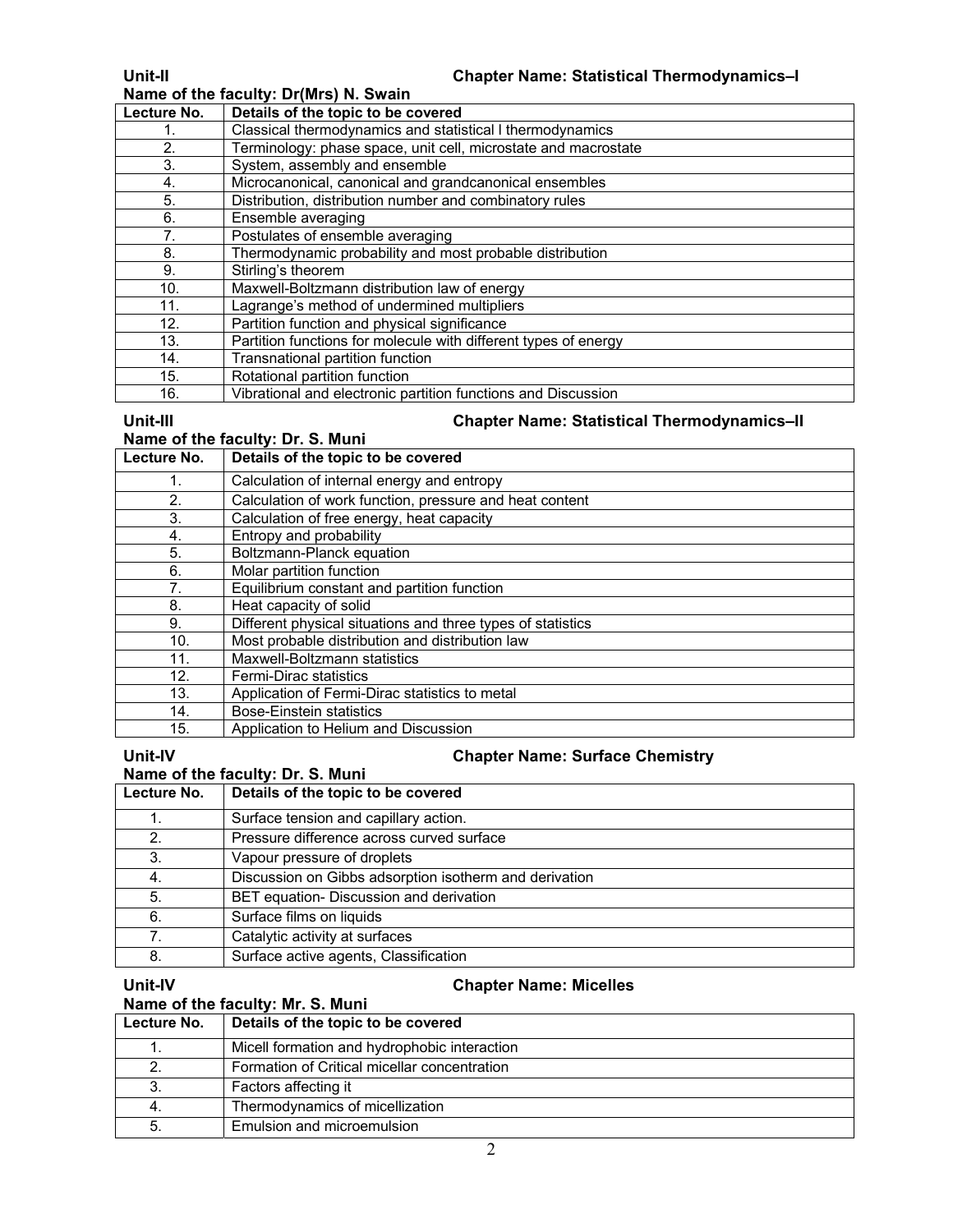**Unit-II** **Chapter Name: Statistical Thermodynamics–I**

**Name of the faculty: Dr(Mrs) N. Swain**

| Lecture No. | Details of the topic to be covered |
|---|---|
| 1. | Classical thermodynamics and statistical l thermodynamics |
| 2. | Terminology: phase space, unit cell, microstate and macrostate |
| 3. | System, assembly and ensemble |
| 4. | Microcanonical, canonical and grandcanonical ensembles |
| 5. | Distribution, distribution number and combinatory rules |
| 6. | Ensemble averaging |
| 7. | Postulates of ensemble averaging |
| 8. | Thermodynamic probability and most probable distribution |
| 9. | Stirling's theorem |
| 10. | Maxwell-Boltzmann distribution law of energy |
| 11. | Lagrange's method of undermined multipliers |
| 12. | Partition function and physical significance |
| 13. | Partition functions for molecule with different types of energy |
| 14. | Transnational partition function |
| 15. | Rotational partition function |
| 16. | Vibrational and electronic partition functions and Discussion |

**Unit-III** **Chapter Name: Statistical Thermodynamics–II**

**Name of the faculty: Dr. S. Muni**

| Lecture No. | Details of the topic to be covered |
|---|---|
| 1. | Calculation of internal energy and entropy |
| 2. | Calculation of work function, pressure and heat content |
| 3. | Calculation of free energy, heat capacity |
| 4. | Entropy and probability |
| 5. | Boltzmann-Planck equation |
| 6. | Molar partition function |
| 7. | Equilibrium constant and partition function |
| 8. | Heat capacity of solid |
| 9. | Different physical situations and three types of statistics |
| 10. | Most probable distribution and distribution law |
| 11. | Maxwell-Boltzmann statistics |
| 12. | Fermi-Dirac statistics |
| 13. | Application of Fermi-Dirac statistics to metal |
| 14. | Bose-Einstein statistics |
| 15. | Application to Helium and Discussion |

**Unit-IV** **Chapter Name: Surface Chemistry**

**Name of the faculty: Dr. S. Muni**

| Lecture No. | Details of the topic to be covered |
|---|---|
| 1. | Surface tension and capillary action. |
| 2. | Pressure difference across curved surface |
| 3. | Vapour pressure of droplets |
| 4. | Discussion on Gibbs adsorption isotherm and derivation |
| 5. | BET equation- Discussion and derivation |
| 6. | Surface films on liquids |
| 7. | Catalytic activity at surfaces |
| 8. | Surface active agents, Classification |

**Unit-IV** **Chapter Name: Micelles**

**Name of the faculty: Mr. S. Muni**

| Lecture No. | Details of the topic to be covered |
|---|---|
| 1. | Micell formation and hydrophobic interaction |
| 2. | Formation of Critical micellar concentration |
| 3. | Factors affecting it |
| 4. | Thermodynamics of micellization |
| 5. | Emulsion and microemulsion |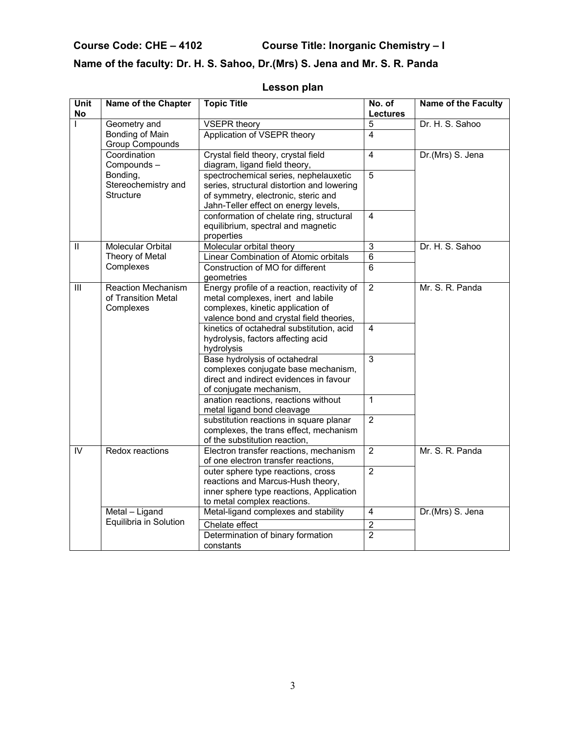**Course Code: CHE – 4102 Course Title: Inorganic Chemistry – I**

**Name of the faculty: Dr. H. S. Sahoo, Dr.(Mrs) S. Jena and Mr. S. R. Panda**

## Lesson plan

| Unit No | Name of the Chapter | Topic Title | No. of Lectures | Name of the Faculty |
|---|---|---|---|---|
| I | Geometry and Bonding of Main Group Compounds | VSEPR theory | 5 | Dr. H. S. Sahoo |
| | | Application of VSEPR theory | 4 | |
| | Coordination Compounds – Bonding, Stereochemistry and Structure | Crystal field theory, crystal field diagram, ligand field theory, | 4 | Dr.(Mrs) S. Jena |
| | | spectrochemical series, nephelauxetic series, structural distortion and lowering of symmetry, electronic, steric and Jahn-Teller effect on energy levels, | 5 | |
| | | conformation of chelate ring, structural equilibrium, spectral and magnetic properties | 4 | |
| II | Molecular Orbital Theory of Metal Complexes | Molecular orbital theory | 3 | Dr. H. S. Sahoo |
| | | Linear Combination of Atomic orbitals | 6 | |
| | | Construction of MO for different geometries | 6 | |
| III | Reaction Mechanism of Transition Metal Complexes | Energy profile of a reaction, reactivity of metal complexes, inert and labile complexes, kinetic application of valence bond and crystal field theories, | 2 | Mr. S. R. Panda |
| | | kinetics of octahedral substitution, acid hydrolysis, factors affecting acid hydrolysis | 4 | |
| | | Base hydrolysis of octahedral complexes conjugate base mechanism, direct and indirect evidences in favour of conjugate mechanism, | 3 | |
| | | anation reactions, reactions without metal ligand bond cleavage | 1 | |
| | | substitution reactions in square planar complexes, the trans effect, mechanism of the substitution reaction, | 2 | |
| IV | Redox reactions | Electron transfer reactions, mechanism of one electron transfer reactions, | 2 | Mr. S. R. Panda |
| | | outer sphere type reactions, cross reactions and Marcus-Hush theory, inner sphere type reactions, Application to metal complex reactions. | 2 | |
| | Metal – Ligand Equilibria in Solution | Metal-ligand complexes and stability | 4 | Dr.(Mrs) S. Jena |
| | | Chelate effect | 2 | |
| | | Determination of binary formation constants | 2 | |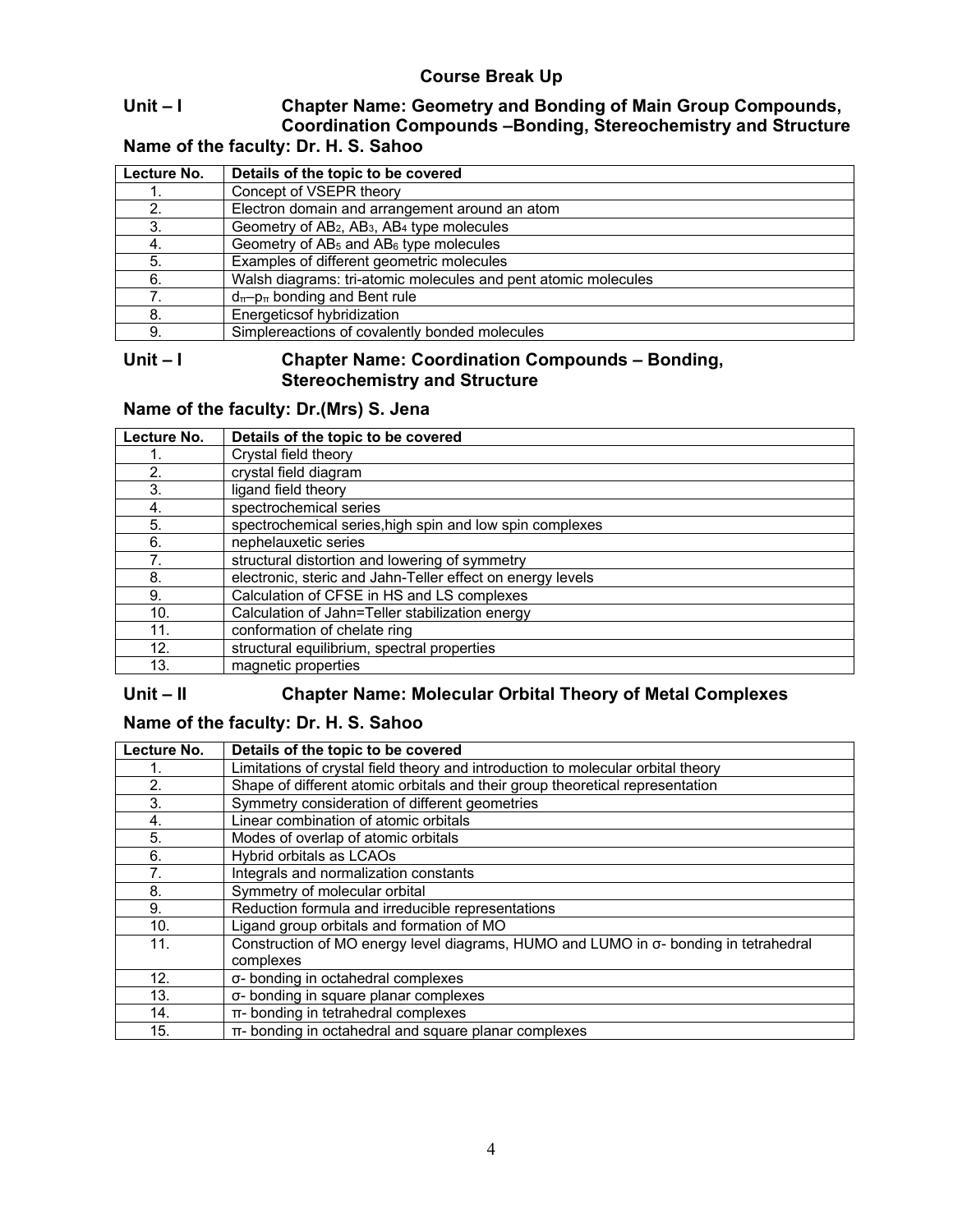## Course Break Up

### Unit – I Chapter Name: Geometry and Bonding of Main Group Compounds, Coordination Compounds –Bonding, Stereochemistry and Structure

**Name of the faculty: Dr. H. S. Sahoo**

| Lecture No. | Details of the topic to be covered |
|---|---|
| 1. | Concept of VSEPR theory |
| 2. | Electron domain and arrangement around an atom |
| 3. | Geometry of $AB_2$, $AB_3$, $AB_4$ type molecules |
| 4. | Geometry of $AB_5$ and $AB_6$ type molecules |
| 5. | Examples of different geometric molecules |
| 6. | Walsh diagrams: tri-atomic molecules and pent atomic molecules |
| 7. | $d_{\pi}$–$p_{\pi}$ bonding and Bent rule |
| 8. | Energeticsof hybridization |
| 9. | Simplereactions of covalently bonded molecules |

### Unit – I Chapter Name: Coordination Compounds – Bonding, Stereochemistry and Structure

**Name of the faculty: Dr.(Mrs) S. Jena**

| Lecture No. | Details of the topic to be covered |
|---|---|
| 1. | Crystal field theory |
| 2. | crystal field diagram |
| 3. | ligand field theory |
| 4. | spectrochemical series |
| 5. | spectrochemical series,high spin and low spin complexes |
| 6. | nephelauxetic series |
| 7. | structural distortion and lowering of symmetry |
| 8. | electronic, steric and Jahn-Teller effect on energy levels |
| 9. | Calculation of CFSE in HS and LS complexes |
| 10. | Calculation of Jahn=Teller stabilization energy |
| 11. | conformation of chelate ring |
| 12. | structural equilibrium, spectral properties |
| 13. | magnetic properties |

### Unit – II Chapter Name: Molecular Orbital Theory of Metal Complexes

**Name of the faculty: Dr. H. S. Sahoo**

| Lecture No. | Details of the topic to be covered |
|---|---|
| 1. | Limitations of crystal field theory and introduction to molecular orbital theory |
| 2. | Shape of different atomic orbitals and their group theoretical representation |
| 3. | Symmetry consideration of different geometries |
| 4. | Linear combination of atomic orbitals |
| 5. | Modes of overlap of atomic orbitals |
| 6. | Hybrid orbitals as LCAOs |
| 7. | Integrals and normalization constants |
| 8. | Symmetry of molecular orbital |
| 9. | Reduction formula and irreducible representations |
| 10. | Ligand group orbitals and formation of MO |
| 11. | Construction of MO energy level diagrams, HUMO and LUMO in σ- bonding in tetrahedral complexes |
| 12. | σ- bonding in octahedral complexes |
| 13. | σ- bonding in square planar complexes |
| 14. | π- bonding in tetrahedral complexes |
| 15. | π- bonding in octahedral and square planar complexes |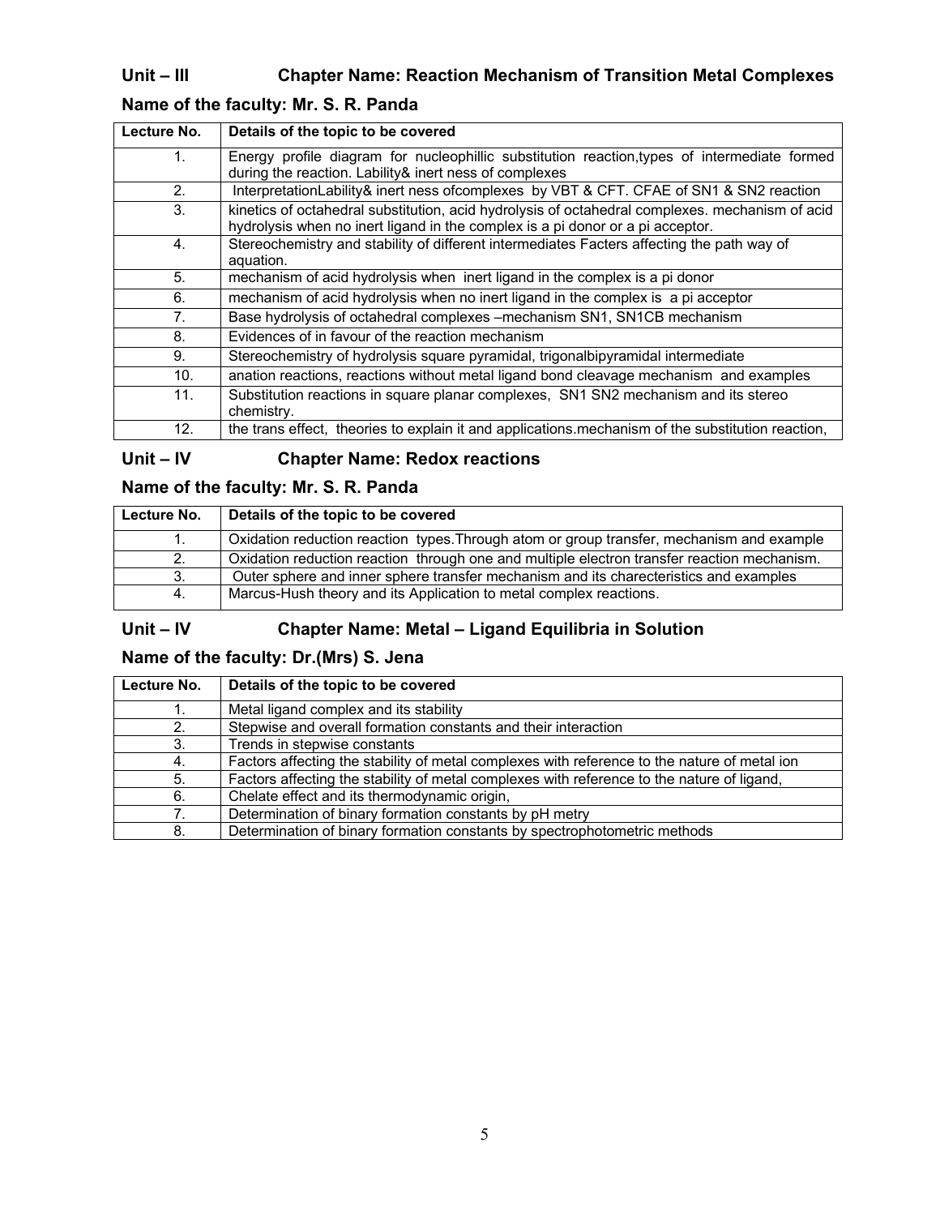## Unit – III Chapter Name: Reaction Mechanism of Transition Metal Complexes

### Name of the faculty: Mr. S. R. Panda

| Lecture No. | Details of the topic to be covered |
|---|---|
| 1. | Energy profile diagram for nucleophillic substitution reaction,types of intermediate formed during the reaction. Lability& inert ness of complexes |
| 2. | InterpretationLability& inert ness ofcomplexes by VBT & CFT. CFAE of SN1 & SN2 reaction |
| 3. | kinetics of octahedral substitution, acid hydrolysis of octahedral complexes. mechanism of acid hydrolysis when no inert ligand in the complex is a pi donor or a pi acceptor. |
| 4. | Stereochemistry and stability of different intermediates Facters affecting the path way of aquation. |
| 5. | mechanism of acid hydrolysis when inert ligand in the complex is a pi donor |
| 6. | mechanism of acid hydrolysis when no inert ligand in the complex is a pi acceptor |
| 7. | Base hydrolysis of octahedral complexes –mechanism SN1, SN1CB mechanism |
| 8. | Evidences of in favour of the reaction mechanism |
| 9. | Stereochemistry of hydrolysis square pyramidal, trigonalbipyramidal intermediate |
| 10. | anation reactions, reactions without metal ligand bond cleavage mechanism and examples |
| 11. | Substitution reactions in square planar complexes, SN1 SN2 mechanism and its stereo chemistry. |
| 12. | the trans effect, theories to explain it and applications.mechanism of the substitution reaction, |

## Unit – IV Chapter Name: Redox reactions

### Name of the faculty: Mr. S. R. Panda

| Lecture No. | Details of the topic to be covered |
|---|---|
| 1. | Oxidation reduction reaction types.Through atom or group transfer, mechanism and example |
| 2. | Oxidation reduction reaction through one and multiple electron transfer reaction mechanism. |
| 3. | Outer sphere and inner sphere transfer mechanism and its charecteristics and examples |
| 4. | Marcus-Hush theory and its Application to metal complex reactions. |

## Unit – IV Chapter Name: Metal – Ligand Equilibria in Solution

### Name of the faculty: Dr.(Mrs) S. Jena

| Lecture No. | Details of the topic to be covered |
|---|---|
| 1. | Metal ligand complex and its stability |
| 2. | Stepwise and overall formation constants and their interaction |
| 3. | Trends in stepwise constants |
| 4. | Factors affecting the stability of metal complexes with reference to the nature of metal ion |
| 5. | Factors affecting the stability of metal complexes with reference to the nature of ligand, |
| 6. | Chelate effect and its thermodynamic origin, |
| 7. | Determination of binary formation constants by pH metry |
| 8. | Determination of binary formation constants by spectrophotometric methods |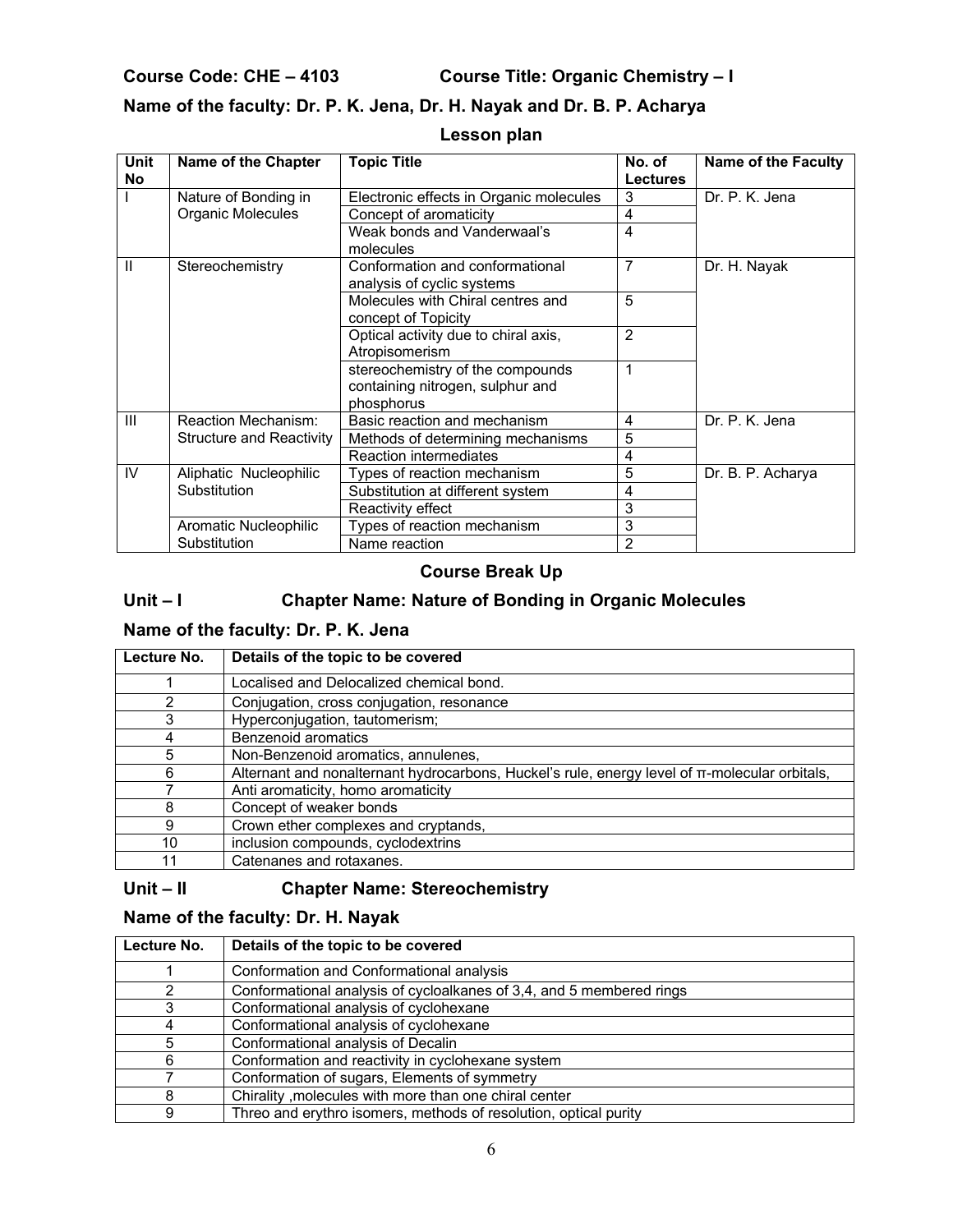**Course Code: CHE – 4103 Course Title: Organic Chemistry – I**

**Name of the faculty: Dr. P. K. Jena, Dr. H. Nayak and Dr. B. P. Acharya**

## Lesson plan

| Unit No | Name of the Chapter | Topic Title | No. of Lectures | Name of the Faculty |
|---|---|---|---|---|
| I | Nature of Bonding in Organic Molecules | Electronic effects in Organic molecules | 3 | Dr. P. K. Jena |
| | | Concept of aromaticity | 4 | |
| | | Weak bonds and Vanderwaal's molecules | 4 | |
| II | Stereochemistry | Conformation and conformational analysis of cyclic systems | 7 | Dr. H. Nayak |
| | | Molecules with Chiral centres and concept of Topicity | 5 | |
| | | Optical activity due to chiral axis, Atropisomerism | 2 | |
| | | stereochemistry of the compounds containing nitrogen, sulphur and phosphorus | 1 | |
| III | Reaction Mechanism: Structure and Reactivity | Basic reaction and mechanism | 4 | Dr. P. K. Jena |
| | | Methods of determining mechanisms | 5 | |
| | | Reaction intermediates | 4 | |
| IV | Aliphatic Nucleophilic Substitution | Types of reaction mechanism | 5 | Dr. B. P. Acharya |
| | | Substitution at different system | 4 | |
| | | Reactivity effect | 3 | |
| | Aromatic Nucleophilic Substitution | Types of reaction mechanism | 3 | |
| | | Name reaction | 2 | |

## Course Break Up

### Unit – I Chapter Name: Nature of Bonding in Organic Molecules

### Name of the faculty: Dr. P. K. Jena

| Lecture No. | Details of the topic to be covered |
|---|---|
| 1 | Localised and Delocalized chemical bond. |
| 2 | Conjugation, cross conjugation, resonance |
| 3 | Hyperconjugation, tautomerism; |
| 4 | Benzenoid aromatics |
| 5 | Non-Benzenoid aromatics, annulenes, |
| 6 | Alternant and nonalternant hydrocarbons, Huckel's rule, energy level of π-molecular orbitals, |
| 7 | Anti aromaticity, homo aromaticity |
| 8 | Concept of weaker bonds |
| 9 | Crown ether complexes and cryptands, |
| 10 | inclusion compounds, cyclodextrins |
| 11 | Catenanes and rotaxanes. |

### Unit – II Chapter Name: Stereochemistry

### Name of the faculty: Dr. H. Nayak

| Lecture No. | Details of the topic to be covered |
|---|---|
| 1 | Conformation and Conformational analysis |
| 2 | Conformational analysis of cycloalkanes of 3,4, and 5 membered rings |
| 3 | Conformational analysis of cyclohexane |
| 4 | Conformational analysis of cyclohexane |
| 5 | Conformational analysis of Decalin |
| 6 | Conformation and reactivity in cyclohexane system |
| 7 | Conformation of sugars, Elements of symmetry |
| 8 | Chirality ,molecules with more than one chiral center |
| 9 | Threo and erythro isomers, methods of resolution, optical purity |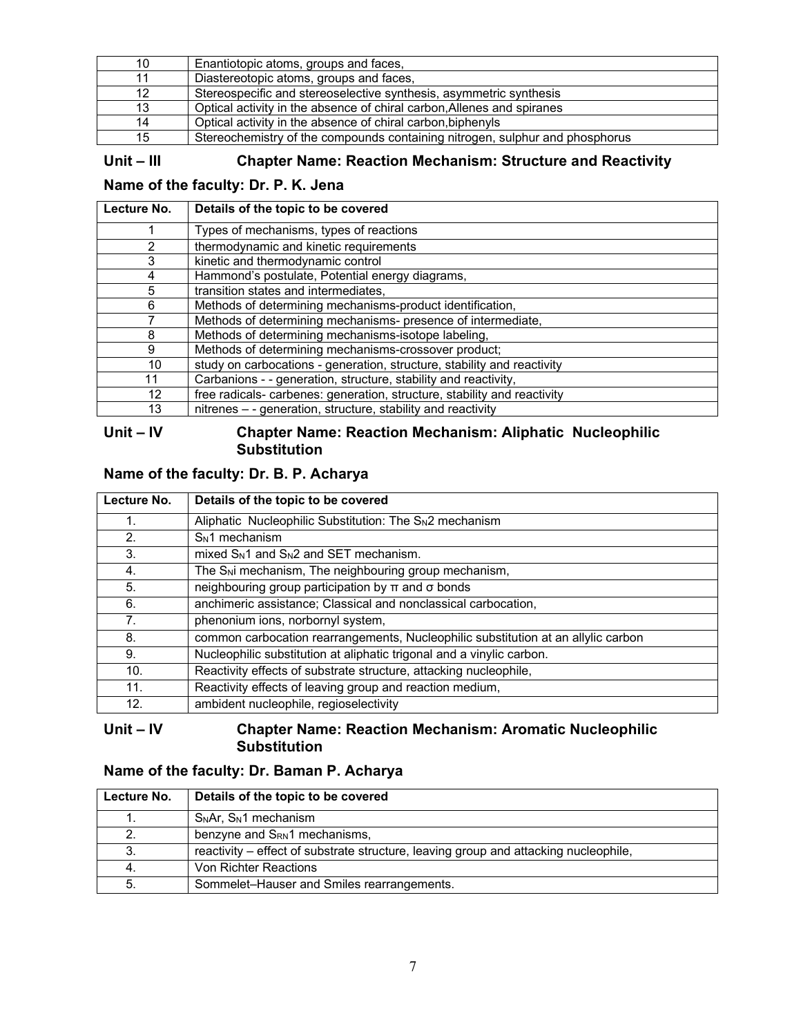| | |
|---|---|
| 10 | Enantiotopic atoms, groups and faces, |
| 11 | Diastereotopic atoms, groups and faces, |
| 12 | Stereospecific and stereoselective synthesis, asymmetric synthesis |
| 13 | Optical activity in the absence of chiral carbon,Allenes and spiranes |
| 14 | Optical activity in the absence of chiral carbon,biphenyls |
| 15 | Stereochemistry of the compounds containing nitrogen, sulphur and phosphorus |

### Unit – III Chapter Name: Reaction Mechanism: Structure and Reactivity

### Name of the faculty: Dr. P. K. Jena

| Lecture No. | Details of the topic to be covered |
|---|---|
| 1 | Types of mechanisms, types of reactions |
| 2 | thermodynamic and kinetic requirements |
| 3 | kinetic and thermodynamic control |
| 4 | Hammond's postulate, Potential energy diagrams, |
| 5 | transition states and intermediates, |
| 6 | Methods of determining mechanisms-product identification, |
| 7 | Methods of determining mechanisms- presence of intermediate, |
| 8 | Methods of determining mechanisms-isotope labeling, |
| 9 | Methods of determining mechanisms-crossover product; |
| 10 | study on carbocations - generation, structure, stability and reactivity |
| 11 | Carbanions - - generation, structure, stability and reactivity, |
| 12 | free radicals- carbenes: generation, structure, stability and reactivity |
| 13 | nitrenes – - generation, structure, stability and reactivity |

### Unit – IV Chapter Name: Reaction Mechanism: Aliphatic Nucleophilic Substitution

### Name of the faculty: Dr. B. P. Acharya

| Lecture No. | Details of the topic to be covered |
|---|---|
| 1. | Aliphatic Nucleophilic Substitution: The $S_N2$ mechanism |
| 2. | $S_N1$ mechanism |
| 3. | mixed $S_N1$ and $S_N2$ and SET mechanism. |
| 4. | The $S_Ni$ mechanism, The neighbouring group mechanism, |
| 5. | neighbouring group participation by $\pi$ and $\sigma$ bonds |
| 6. | anchimeric assistance; Classical and nonclassical carbocation, |
| 7. | phenonium ions, norbornyl system, |
| 8. | common carbocation rearrangements, Nucleophilic substitution at an allylic carbon |
| 9. | Nucleophilic substitution at aliphatic trigonal and a vinylic carbon. |
| 10. | Reactivity effects of substrate structure, attacking nucleophile, |
| 11. | Reactivity effects of leaving group and reaction medium, |
| 12. | ambident nucleophile, regioselectivity |

### Unit – IV Chapter Name: Reaction Mechanism: Aromatic Nucleophilic Substitution

### Name of the faculty: Dr. Baman P. Acharya

| Lecture No. | Details of the topic to be covered |
|---|---|
| 1. | $S_NAr$, $S_N1$ mechanism |
| 2. | benzyne and $S_{RN}1$ mechanisms, |
| 3. | reactivity – effect of substrate structure, leaving group and attacking nucleophile, |
| 4. | Von Richter Reactions |
| 5. | Sommelet–Hauser and Smiles rearrangements. |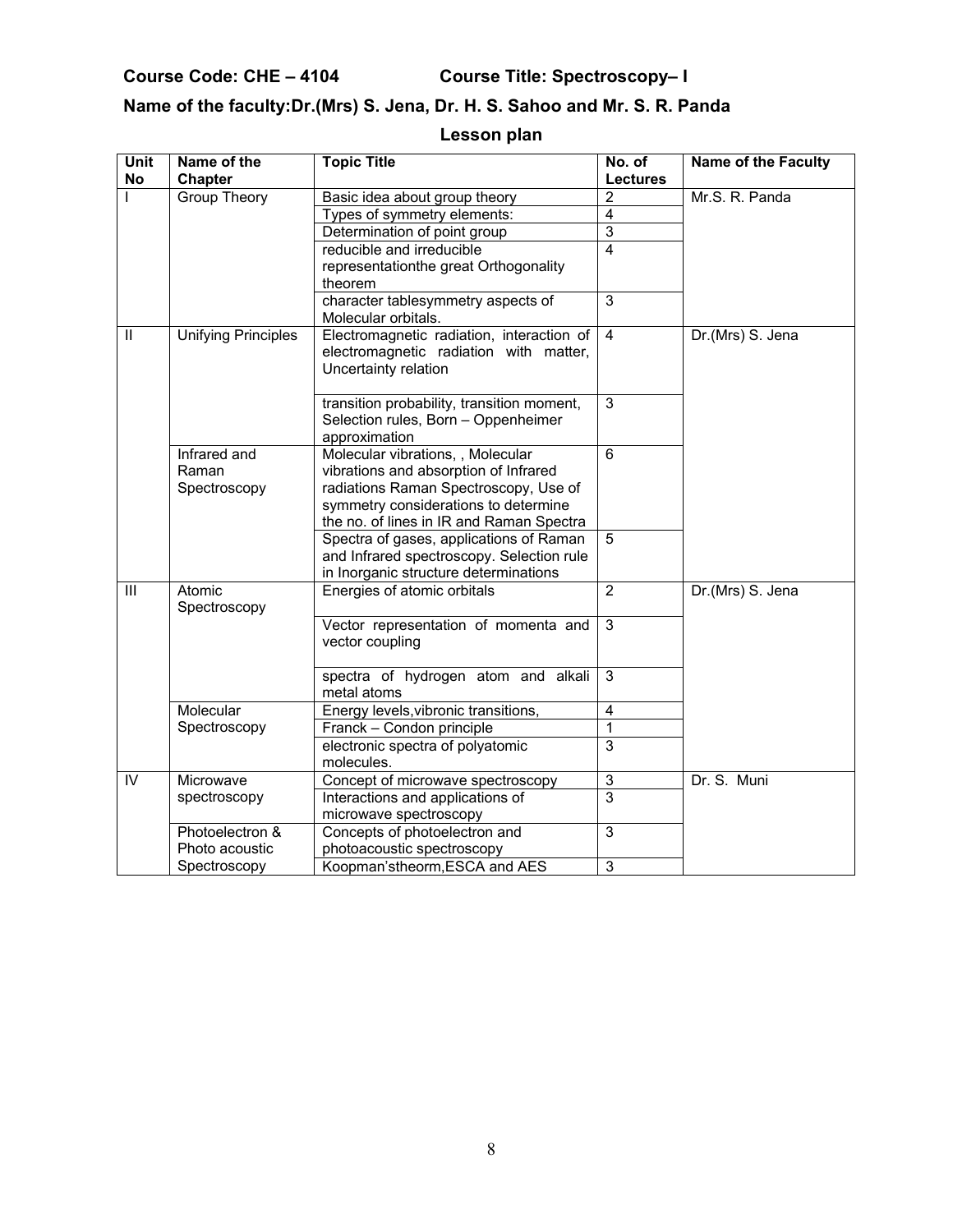**Course Code: CHE – 4104 Course Title: Spectroscopy– I**

**Name of the faculty:Dr.(Mrs) S. Jena, Dr. H. S. Sahoo and Mr. S. R. Panda**

## Lesson plan

| Unit No | Name of the Chapter | Topic Title | No. of Lectures | Name of the Faculty |
|---|---|---|---|---|
| I | Group Theory | Basic idea about group theory | 2 | Mr.S. R. Panda |
| | | Types of symmetry elements: | 4 | |
| | | Determination of point group | 3 | |
| | | reducible and irreducible representationthe great Orthogonality theorem | 4 | |
| | | character tablesymmetry aspects of Molecular orbitals. | 3 | |
| II | Unifying Principles | Electromagnetic radiation, interaction of electromagnetic radiation with matter, Uncertainty relation | 4 | Dr.(Mrs) S. Jena |
| | | transition probability, transition moment, Selection rules, Born – Oppenheimer approximation | 3 | |
| | Infrared and Raman Spectroscopy | Molecular vibrations, , Molecular vibrations and absorption of Infrared radiations Raman Spectroscopy, Use of symmetry considerations to determine the no. of lines in IR and Raman Spectra | 6 | |
| | | Spectra of gases, applications of Raman and Infrared spectroscopy. Selection rule in Inorganic structure determinations | 5 | |
| III | Atomic Spectroscopy | Energies of atomic orbitals | 2 | Dr.(Mrs) S. Jena |
| | | Vector representation of momenta and vector coupling | 3 | |
| | | spectra of hydrogen atom and alkali metal atoms | 3 | |
| | Molecular Spectroscopy | Energy levels,vibronic transitions, | 4 | |
| | | Franck – Condon principle | 1 | |
| | | electronic spectra of polyatomic molecules. | 3 | |
| IV | Microwave spectroscopy | Concept of microwave spectroscopy | 3 | Dr. S. Muni |
| | | Interactions and applications of microwave spectroscopy | 3 | |
| | Photoelectron & Photo acoustic Spectroscopy | Concepts of photoelectron and photoacoustic spectroscopy | 3 | |
| | | Koopman'stheorm,ESCA and AES | 3 | |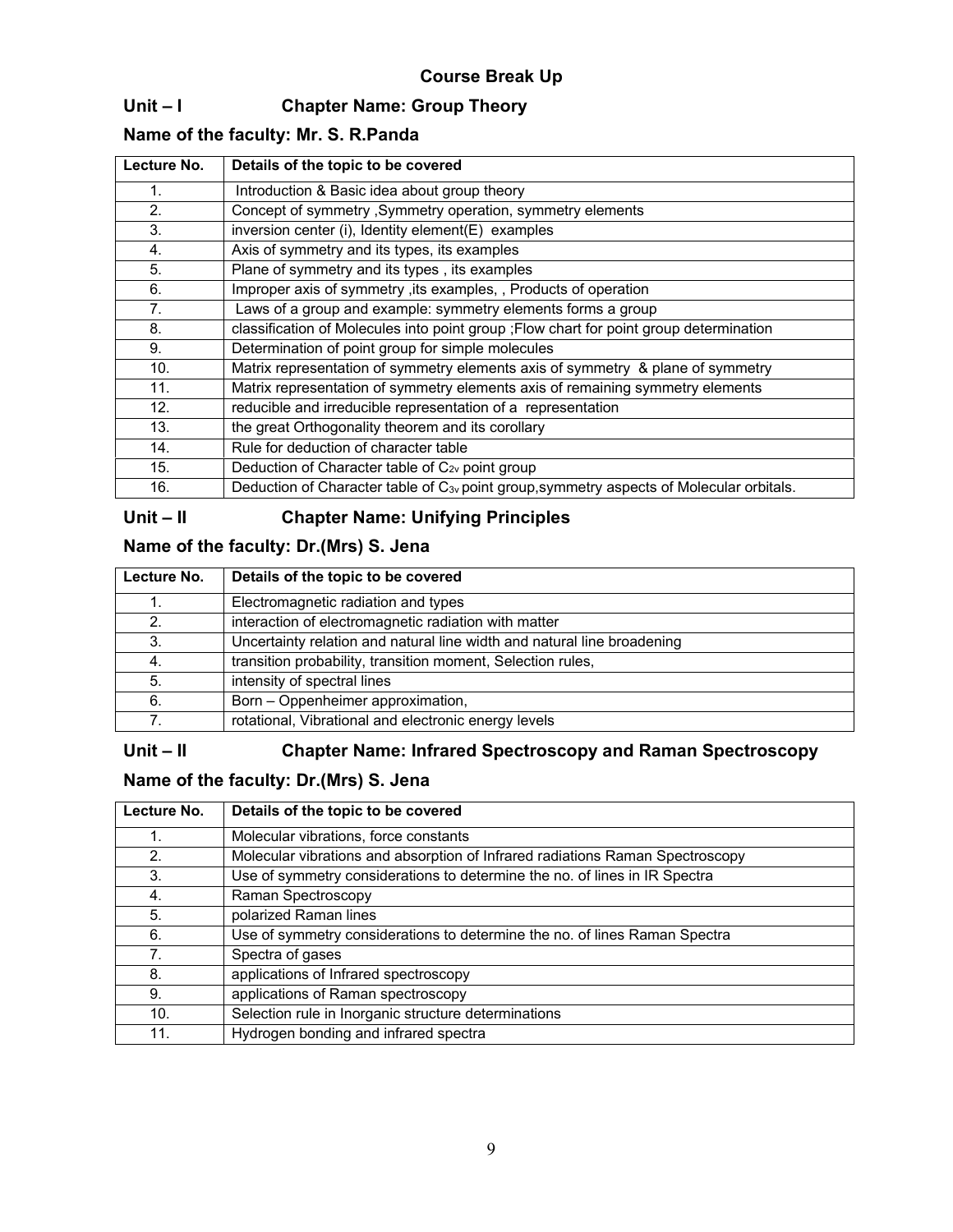# Course Break Up

## Unit – I Chapter Name: Group Theory

### Name of the faculty: Mr. S. R.Panda

| Lecture No. | Details of the topic to be covered |
|---|---|
| 1. | Introduction & Basic idea about group theory |
| 2. | Concept of symmetry ,Symmetry operation, symmetry elements |
| 3. | inversion center (i), Identity element(E) examples |
| 4. | Axis of symmetry and its types, its examples |
| 5. | Plane of symmetry and its types , its examples |
| 6. | Improper axis of symmetry ,its examples, , Products of operation |
| 7. | Laws of a group and example: symmetry elements forms a group |
| 8. | classification of Molecules into point group ;Flow chart for point group determination |
| 9. | Determination of point group for simple molecules |
| 10. | Matrix representation of symmetry elements axis of symmetry & plane of symmetry |
| 11. | Matrix representation of symmetry elements axis of remaining symmetry elements |
| 12. | reducible and irreducible representation of a representation |
| 13. | the great Orthogonality theorem and its corollary |
| 14. | Rule for deduction of character table |
| 15. | Deduction of Character table of $C_{2v}$ point group |
| 16. | Deduction of Character table of $C_{3v}$ point group,symmetry aspects of Molecular orbitals. |

## Unit – II Chapter Name: Unifying Principles

### Name of the faculty: Dr.(Mrs) S. Jena

| Lecture No. | Details of the topic to be covered |
|---|---|
| 1. | Electromagnetic radiation and types |
| 2. | interaction of electromagnetic radiation with matter |
| 3. | Uncertainty relation and natural line width and natural line broadening |
| 4. | transition probability, transition moment, Selection rules, |
| 5. | intensity of spectral lines |
| 6. | Born – Oppenheimer approximation, |
| 7. | rotational, Vibrational and electronic energy levels |

## Unit – II Chapter Name: Infrared Spectroscopy and Raman Spectroscopy

### Name of the faculty: Dr.(Mrs) S. Jena

| Lecture No. | Details of the topic to be covered |
|---|---|
| 1. | Molecular vibrations, force constants |
| 2. | Molecular vibrations and absorption of Infrared radiations Raman Spectroscopy |
| 3. | Use of symmetry considerations to determine the no. of lines in IR Spectra |
| 4. | Raman Spectroscopy |
| 5. | polarized Raman lines |
| 6. | Use of symmetry considerations to determine the no. of lines Raman Spectra |
| 7. | Spectra of gases |
| 8. | applications of Infrared spectroscopy |
| 9. | applications of Raman spectroscopy |
| 10. | Selection rule in Inorganic structure determinations |
| 11. | Hydrogen bonding and infrared spectra |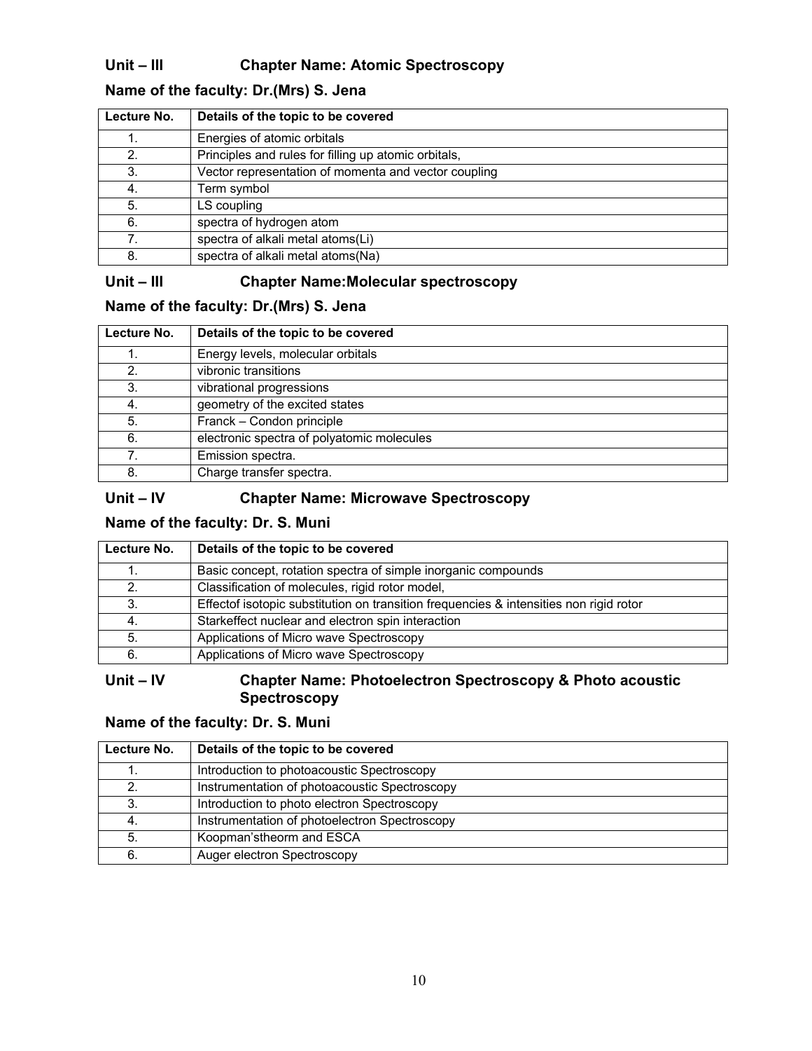**Unit – III Chapter Name: Atomic Spectroscopy**

**Name of the faculty: Dr.(Mrs) S. Jena**

| Lecture No. | Details of the topic to be covered |
|---|---|
| 1. | Energies of atomic orbitals |
| 2. | Principles and rules for filling up atomic orbitals, |
| 3. | Vector representation of momenta and vector coupling |
| 4. | Term symbol |
| 5. | LS coupling |
| 6. | spectra of hydrogen atom |
| 7. | spectra of alkali metal atoms(Li) |
| 8. | spectra of alkali metal atoms(Na) |

**Unit – III Chapter Name:Molecular spectroscopy**

**Name of the faculty: Dr.(Mrs) S. Jena**

| Lecture No. | Details of the topic to be covered |
|---|---|
| 1. | Energy levels, molecular orbitals |
| 2. | vibronic transitions |
| 3. | vibrational progressions |
| 4. | geometry of the excited states |
| 5. | Franck – Condon principle |
| 6. | electronic spectra of polyatomic molecules |
| 7. | Emission spectra. |
| 8. | Charge transfer spectra. |

**Unit – IV Chapter Name: Microwave Spectroscopy**

**Name of the faculty: Dr. S. Muni**

| Lecture No. | Details of the topic to be covered |
|---|---|
| 1. | Basic concept, rotation spectra of simple inorganic compounds |
| 2. | Classification of molecules, rigid rotor model, |
| 3. | Effectof isotopic substitution on transition frequencies & intensities non rigid rotor |
| 4. | Starkeffect nuclear and electron spin interaction |
| 5. | Applications of Micro wave Spectroscopy |
| 6. | Applications of Micro wave Spectroscopy |

**Unit – IV Chapter Name: Photoelectron Spectroscopy & Photo acoustic Spectroscopy**

**Name of the faculty: Dr. S. Muni**

| Lecture No. | Details of the topic to be covered |
|---|---|
| 1. | Introduction to photoacoustic Spectroscopy |
| 2. | Instrumentation of photoacoustic Spectroscopy |
| 3. | Introduction to photo electron Spectroscopy |
| 4. | Instrumentation of photoelectron Spectroscopy |
| 5. | Koopman'stheorm and ESCA |
| 6. | Auger electron Spectroscopy |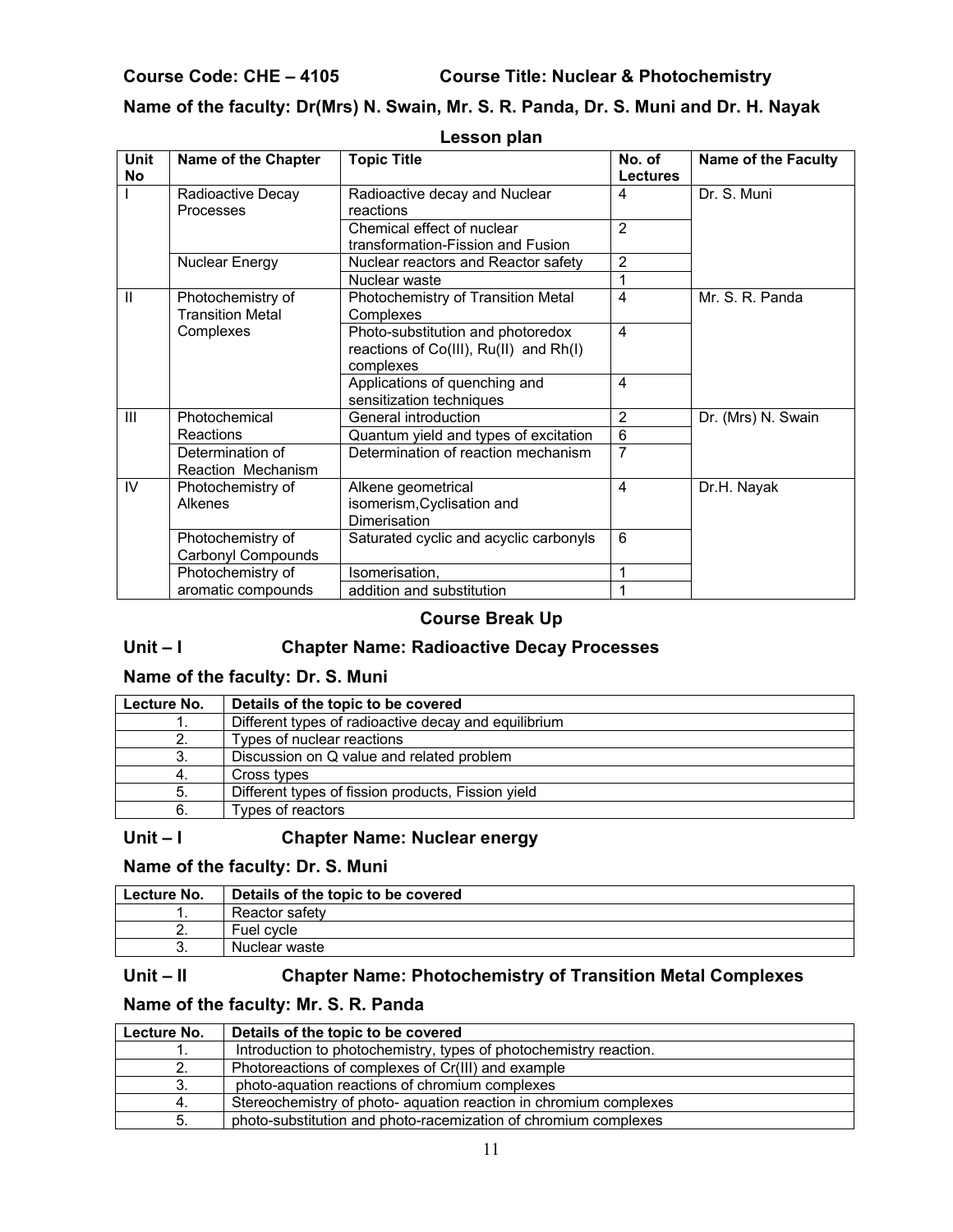**Course Code: CHE – 4105 Course Title: Nuclear & Photochemistry**

**Name of the faculty: Dr(Mrs) N. Swain, Mr. S. R. Panda, Dr. S. Muni and Dr. H. Nayak**

## Lesson plan

| Unit No | Name of the Chapter | Topic Title | No. of Lectures | Name of the Faculty |
|---|---|---|---|---|
| I | Radioactive Decay Processes | Radioactive decay and Nuclear reactions | 4 | Dr. S. Muni |
| | | Chemical effect of nuclear transformation-Fission and Fusion | 2 | |
| | Nuclear Energy | Nuclear reactors and Reactor safety | 2 | |
| | | Nuclear waste | 1 | |
| II | Photochemistry of Transition Metal Complexes | Photochemistry of Transition Metal Complexes | 4 | Mr. S. R. Panda |
| | | Photo-substitution and photoredox reactions of Co(III), Ru(II) and Rh(I) complexes | 4 | |
| | | Applications of quenching and sensitization techniques | 4 | |
| III | Photochemical Reactions | General introduction | 2 | Dr. (Mrs) N. Swain |
| | | Quantum yield and types of excitation | 6 | |
| | Determination of Reaction Mechanism | Determination of reaction mechanism | 7 | |
| IV | Photochemistry of Alkenes | Alkene geometrical isomerism,Cyclisation and Dimerisation | 4 | Dr.H. Nayak |
| | Photochemistry of Carbonyl Compounds | Saturated cyclic and acyclic carbonyls | 6 | |
| | Photochemistry of aromatic compounds | Isomerisation, | 1 | |
| | | addition and substitution | 1 | |

## Course Break Up

### Unit – I Chapter Name: Radioactive Decay Processes

**Name of the faculty: Dr. S. Muni**

| Lecture No. | Details of the topic to be covered |
|---|---|
| 1. | Different types of radioactive decay and equilibrium |
| 2. | Types of nuclear reactions |
| 3. | Discussion on Q value and related problem |
| 4. | Cross types |
| 5. | Different types of fission products, Fission yield |
| 6. | Types of reactors |

### Unit – I Chapter Name: Nuclear energy

**Name of the faculty: Dr. S. Muni**

| Lecture No. | Details of the topic to be covered |
|---|---|
| 1. | Reactor safety |
| 2. | Fuel cycle |
| 3. | Nuclear waste |

### Unit – II Chapter Name: Photochemistry of Transition Metal Complexes

**Name of the faculty: Mr. S. R. Panda**

| Lecture No. | Details of the topic to be covered |
|---|---|
| 1. | Introduction to photochemistry, types of photochemistry reaction. |
| 2. | Photoreactions of complexes of Cr(III) and example |
| 3. | photo-aquation reactions of chromium complexes |
| 4. | Stereochemistry of photo- aquation reaction in chromium complexes |
| 5. | photo-substitution and photo-racemization of chromium complexes |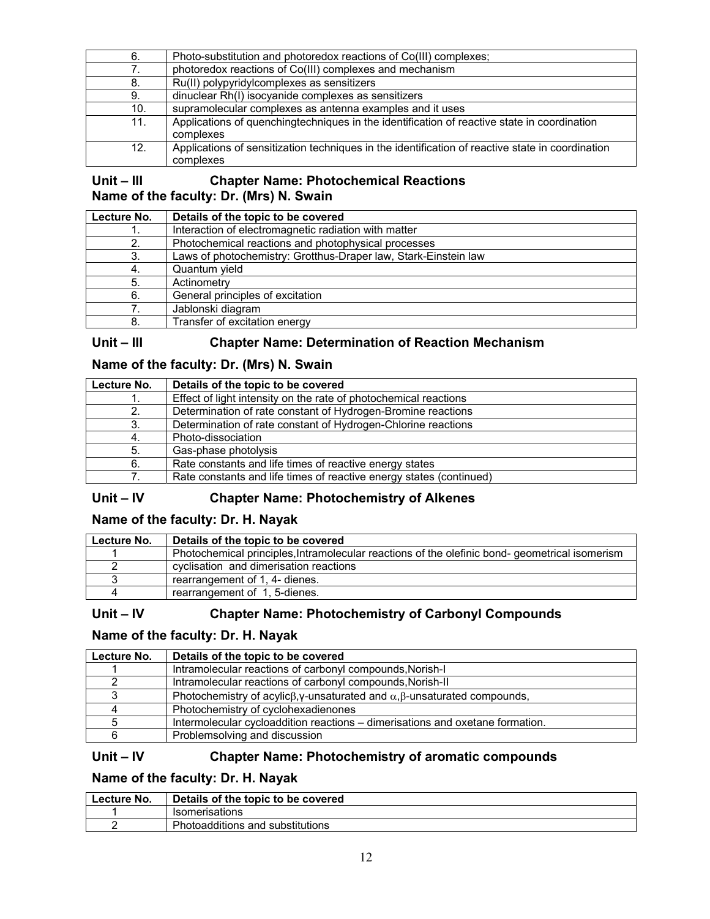| | |
|---|---|
| 6. | Photo-substitution and photoredox reactions of Co(III) complexes; |
| 7. | photoredox reactions of Co(III) complexes and mechanism |
| 8. | Ru(II) polypyridylcomplexes as sensitizers |
| 9. | dinuclear Rh(I) isocyanide complexes as sensitizers |
| 10. | supramolecular complexes as antenna examples and it uses |
| 11. | Applications of quenchingtechniques in the identification of reactive state in coordination complexes |
| 12. | Applications of sensitization techniques in the identification of reactive state in coordination complexes |

## Unit – III Chapter Name: Photochemical Reactions

**Name of the faculty: Dr. (Mrs) N. Swain**

| Lecture No. | Details of the topic to be covered |
|---|---|
| 1. | Interaction of electromagnetic radiation with matter |
| 2. | Photochemical reactions and photophysical processes |
| 3. | Laws of photochemistry: Grotthus-Draper law, Stark-Einstein law |
| 4. | Quantum yield |
| 5. | Actinometry |
| 6. | General principles of excitation |
| 7. | Jablonski diagram |
| 8. | Transfer of excitation energy |

## Unit – III Chapter Name: Determination of Reaction Mechanism

**Name of the faculty: Dr. (Mrs) N. Swain**

| Lecture No. | Details of the topic to be covered |
|---|---|
| 1. | Effect of light intensity on the rate of photochemical reactions |
| 2. | Determination of rate constant of Hydrogen-Bromine reactions |
| 3. | Determination of rate constant of Hydrogen-Chlorine reactions |
| 4. | Photo-dissociation |
| 5. | Gas-phase photolysis |
| 6. | Rate constants and life times of reactive energy states |
| 7. | Rate constants and life times of reactive energy states (continued) |

## Unit – IV Chapter Name: Photochemistry of Alkenes

**Name of the faculty: Dr. H. Nayak**

| Lecture No. | Details of the topic to be covered |
|---|---|
| 1 | Photochemical principles,Intramolecular reactions of the olefinic bond- geometrical isomerism |
| 2 | cyclisation and dimerisation reactions |
| 3 | rearrangement of 1, 4- dienes. |
| 4 | rearrangement of 1, 5-dienes. |

## Unit – IV Chapter Name: Photochemistry of Carbonyl Compounds

**Name of the faculty: Dr. H. Nayak**

| Lecture No. | Details of the topic to be covered |
|---|---|
| 1 | Intramolecular reactions of carbonyl compounds,Norish-I |
| 2 | Intramolecular reactions of carbonyl compounds,Norish-II |
| 3 | Photochemistry of acyclic$\beta,\gamma$-unsaturated and $\alpha,\beta$-unsaturated compounds, |
| 4 | Photochemistry of cyclohexadienones |
| 5 | Intermolecular cycloaddition reactions – dimerisations and oxetane formation. |
| 6 | Problemsolving and discussion |

## Unit – IV Chapter Name: Photochemistry of aromatic compounds

**Name of the faculty: Dr. H. Nayak**

| Lecture No. | Details of the topic to be covered |
|---|---|
| 1 | Isomerisations |
| 2 | Photoadditions and substitutions |